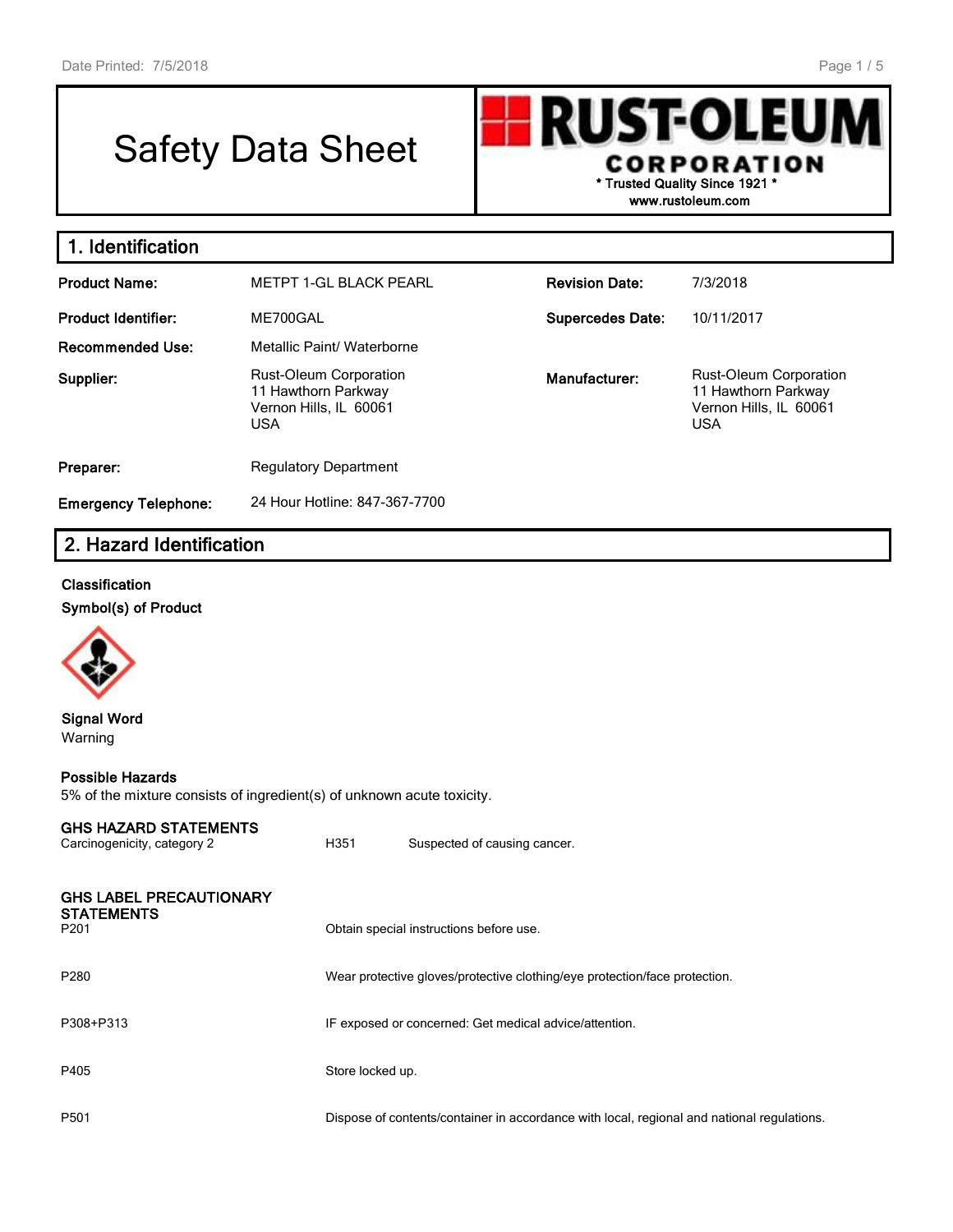# Safety Data Sheet

**RUST-OLEUM CORPORATION**
\* Trusted Quality Since 1921 \*
www.rustoleum.com

## 1. Identification

| | | | |
|---|---|---|---|
| **Product Name:** | METPT 1-GL BLACK PEARL | **Revision Date:** | 7/3/2018 |
| **Product Identifier:** | ME700GAL | **Supercedes Date:** | 10/11/2017 |
| **Recommended Use:** | Metallic Paint/ Waterborne | | |
| **Supplier:** | Rust-Oleum Corporation<br>11 Hawthorn Parkway<br>Vernon Hills, IL 60061<br>USA | **Manufacturer:** | Rust-Oleum Corporation<br>11 Hawthorn Parkway<br>Vernon Hills, IL 60061<br>USA |
| **Preparer:** | Regulatory Department | | |
| **Emergency Telephone:** | 24 Hour Hotline: 847-367-7700 | | |

## 2. Hazard Identification

**Classification**

**Symbol(s) of Product**

**Signal Word**

Warning

**Possible Hazards**

5% of the mixture consists of ingredient(s) of unknown acute toxicity.

**GHS HAZARD STATEMENTS**

| | | |
|---|---|---|
| Carcinogenicity, category 2 | H351 | Suspected of causing cancer. |

**GHS LABEL PRECAUTIONARY STATEMENTS**

| | |
|---|---|
| P201 | Obtain special instructions before use. |
| P280 | Wear protective gloves/protective clothing/eye protection/face protection. |
| P308+P313 | IF exposed or concerned: Get medical advice/attention. |
| P405 | Store locked up. |
| P501 | Dispose of contents/container in accordance with local, regional and national regulations. |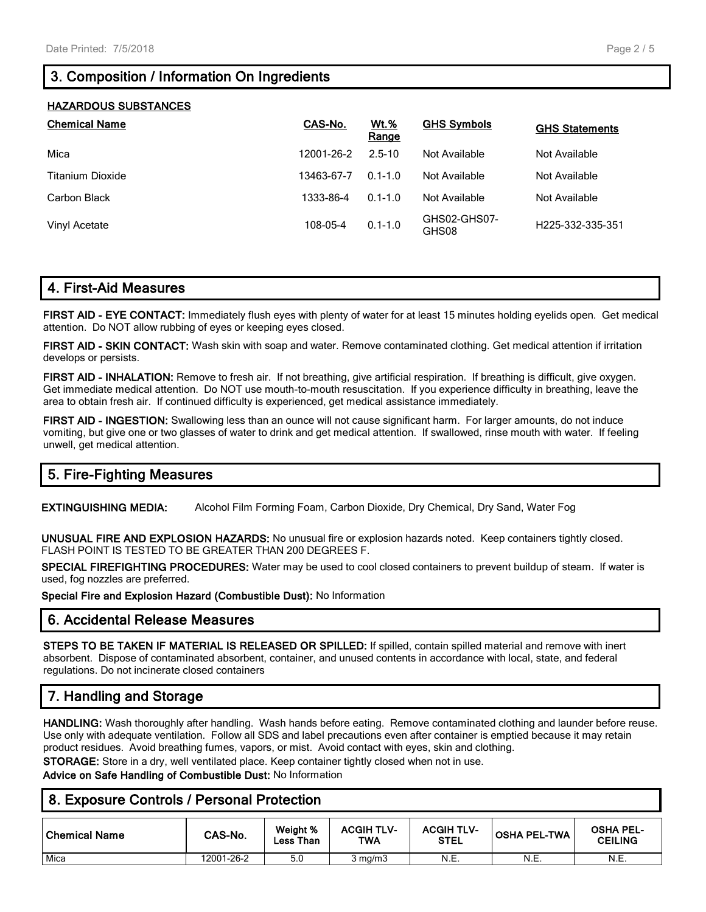## 3. Composition / Information On Ingredients

**HAZARDOUS SUBSTANCES**

| Chemical Name | CAS-No. | Wt.% Range | GHS Symbols | GHS Statements |
|---|---|---|---|---|
| Mica | 12001-26-2 | 2.5-10 | Not Available | Not Available |
| Titanium Dioxide | 13463-67-7 | 0.1-1.0 | Not Available | Not Available |
| Carbon Black | 1333-86-4 | 0.1-1.0 | Not Available | Not Available |
| Vinyl Acetate | 108-05-4 | 0.1-1.0 | GHS02-GHS07-GHS08 | H225-332-335-351 |

## 4. First-Aid Measures

**FIRST AID - EYE CONTACT:** Immediately flush eyes with plenty of water for at least 15 minutes holding eyelids open. Get medical attention. Do NOT allow rubbing of eyes or keeping eyes closed.

**FIRST AID - SKIN CONTACT:** Wash skin with soap and water. Remove contaminated clothing. Get medical attention if irritation develops or persists.

**FIRST AID - INHALATION:** Remove to fresh air. If not breathing, give artificial respiration. If breathing is difficult, give oxygen. Get immediate medical attention. Do NOT use mouth-to-mouth resuscitation. If you experience difficulty in breathing, leave the area to obtain fresh air. If continued difficulty is experienced, get medical assistance immediately.

**FIRST AID - INGESTION:** Swallowing less than an ounce will not cause significant harm. For larger amounts, do not induce vomiting, but give one or two glasses of water to drink and get medical attention. If swallowed, rinse mouth with water. If feeling unwell, get medical attention.

## 5. Fire-Fighting Measures

**EXTINGUISHING MEDIA:** Alcohol Film Forming Foam, Carbon Dioxide, Dry Chemical, Dry Sand, Water Fog

**UNUSUAL FIRE AND EXPLOSION HAZARDS:** No unusual fire or explosion hazards noted. Keep containers tightly closed. FLASH POINT IS TESTED TO BE GREATER THAN 200 DEGREES F.

**SPECIAL FIREFIGHTING PROCEDURES:** Water may be used to cool closed containers to prevent buildup of steam. If water is used, fog nozzles are preferred.

**Special Fire and Explosion Hazard (Combustible Dust):** No Information

## 6. Accidental Release Measures

**STEPS TO BE TAKEN IF MATERIAL IS RELEASED OR SPILLED:** If spilled, contain spilled material and remove with inert absorbent. Dispose of contaminated absorbent, container, and unused contents in accordance with local, state, and federal regulations. Do not incinerate closed containers

## 7. Handling and Storage

**HANDLING:** Wash thoroughly after handling. Wash hands before eating. Remove contaminated clothing and launder before reuse. Use only with adequate ventilation. Follow all SDS and label precautions even after container is emptied because it may retain product residues. Avoid breathing fumes, vapors, or mist. Avoid contact with eyes, skin and clothing.

**STORAGE:** Store in a dry, well ventilated place. Keep container tightly closed when not in use.

**Advice on Safe Handling of Combustible Dust:** No Information

## 8. Exposure Controls / Personal Protection

| Chemical Name | CAS-No. | Weight % Less Than | ACGIH TLV-TWA | ACGIH TLV-STEL | OSHA PEL-TWA | OSHA PEL-CEILING |
|---|---|---|---|---|---|---|
| Mica | 12001-26-2 | 5.0 | 3 mg/m3 | N.E. | N.E. | N.E. |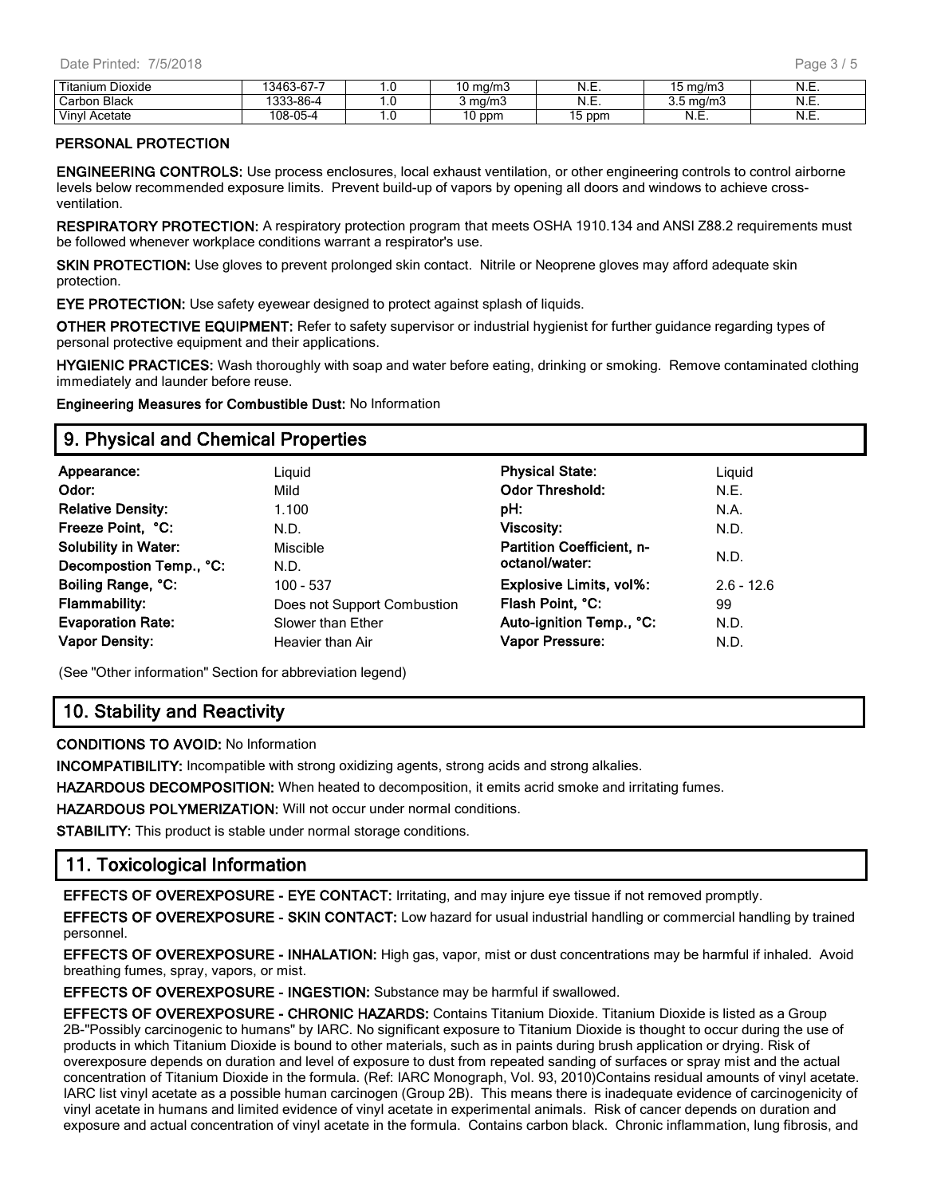| Titanium Dioxide | 13463-67-7 | 1.0 | 10 mg/m3 | N.E. | 15 mg/m3 | N.E. |
|---|---|---|---|---|---|---|
| Carbon Black | 1333-86-4 | 1.0 | 3 mg/m3 | N.E. | 3.5 mg/m3 | N.E. |
| Vinyl Acetate | 108-05-4 | 1.0 | 10 ppm | 15 ppm | N.E. | N.E. |

**PERSONAL PROTECTION**

**ENGINEERING CONTROLS:** Use process enclosures, local exhaust ventilation, or other engineering controls to control airborne levels below recommended exposure limits. Prevent build-up of vapors by opening all doors and windows to achieve cross-ventilation.

**RESPIRATORY PROTECTION:** A respiratory protection program that meets OSHA 1910.134 and ANSI Z88.2 requirements must be followed whenever workplace conditions warrant a respirator's use.

**SKIN PROTECTION:** Use gloves to prevent prolonged skin contact. Nitrile or Neoprene gloves may afford adequate skin protection.

**EYE PROTECTION:** Use safety eyewear designed to protect against splash of liquids.

**OTHER PROTECTIVE EQUIPMENT:** Refer to safety supervisor or industrial hygienist for further guidance regarding types of personal protective equipment and their applications.

**HYGIENIC PRACTICES:** Wash thoroughly with soap and water before eating, drinking or smoking. Remove contaminated clothing immediately and launder before reuse.

**Engineering Measures for Combustible Dust:** No Information

## 9. Physical and Chemical Properties

| | | | |
|---|---|---|---|
| **Appearance:** | Liquid | **Physical State:** | Liquid |
| **Odor:** | Mild | **Odor Threshold:** | N.E. |
| **Relative Density:** | 1.100 | **pH:** | N.A. |
| **Freeze Point, °C:** | N.D. | **Viscosity:** | N.D. |
| **Solubility in Water:** | Miscible | **Partition Coefficient, n-octanol/water:** | N.D. |
| **Decompostion Temp., °C:** | N.D. | | |
| **Boiling Range, °C:** | 100 - 537 | **Explosive Limits, vol%:** | 2.6 - 12.6 |
| **Flammability:** | Does not Support Combustion | **Flash Point, °C:** | 99 |
| **Evaporation Rate:** | Slower than Ether | **Auto-ignition Temp., °C:** | N.D. |
| **Vapor Density:** | Heavier than Air | **Vapor Pressure:** | N.D. |

(See "Other information" Section for abbreviation legend)

## 10. Stability and Reactivity

**CONDITIONS TO AVOID:** No Information

**INCOMPATIBILITY:** Incompatible with strong oxidizing agents, strong acids and strong alkalies.

**HAZARDOUS DECOMPOSITION:** When heated to decomposition, it emits acrid smoke and irritating fumes.

**HAZARDOUS POLYMERIZATION:** Will not occur under normal conditions.

**STABILITY:** This product is stable under normal storage conditions.

## 11. Toxicological Information

**EFFECTS OF OVEREXPOSURE - EYE CONTACT:** Irritating, and may injure eye tissue if not removed promptly.

**EFFECTS OF OVEREXPOSURE - SKIN CONTACT:** Low hazard for usual industrial handling or commercial handling by trained personnel.

**EFFECTS OF OVEREXPOSURE - INHALATION:** High gas, vapor, mist or dust concentrations may be harmful if inhaled. Avoid breathing fumes, spray, vapors, or mist.

**EFFECTS OF OVEREXPOSURE - INGESTION:** Substance may be harmful if swallowed.

**EFFECTS OF OVEREXPOSURE - CHRONIC HAZARDS:** Contains Titanium Dioxide. Titanium Dioxide is listed as a Group 2B-"Possibly carcinogenic to humans" by IARC. No significant exposure to Titanium Dioxide is thought to occur during the use of products in which Titanium Dioxide is bound to other materials, such as in paints during brush application or drying. Risk of overexposure depends on duration and level of exposure to dust from repeated sanding of surfaces or spray mist and the actual concentration of Titanium Dioxide in the formula. (Ref: IARC Monograph, Vol. 93, 2010)Contains residual amounts of vinyl acetate. IARC list vinyl acetate as a possible human carcinogen (Group 2B). This means there is inadequate evidence of carcinogenicity of vinyl acetate in humans and limited evidence of vinyl acetate in experimental animals. Risk of cancer depends on duration and exposure and actual concentration of vinyl acetate in the formula. Contains carbon black. Chronic inflammation, lung fibrosis, and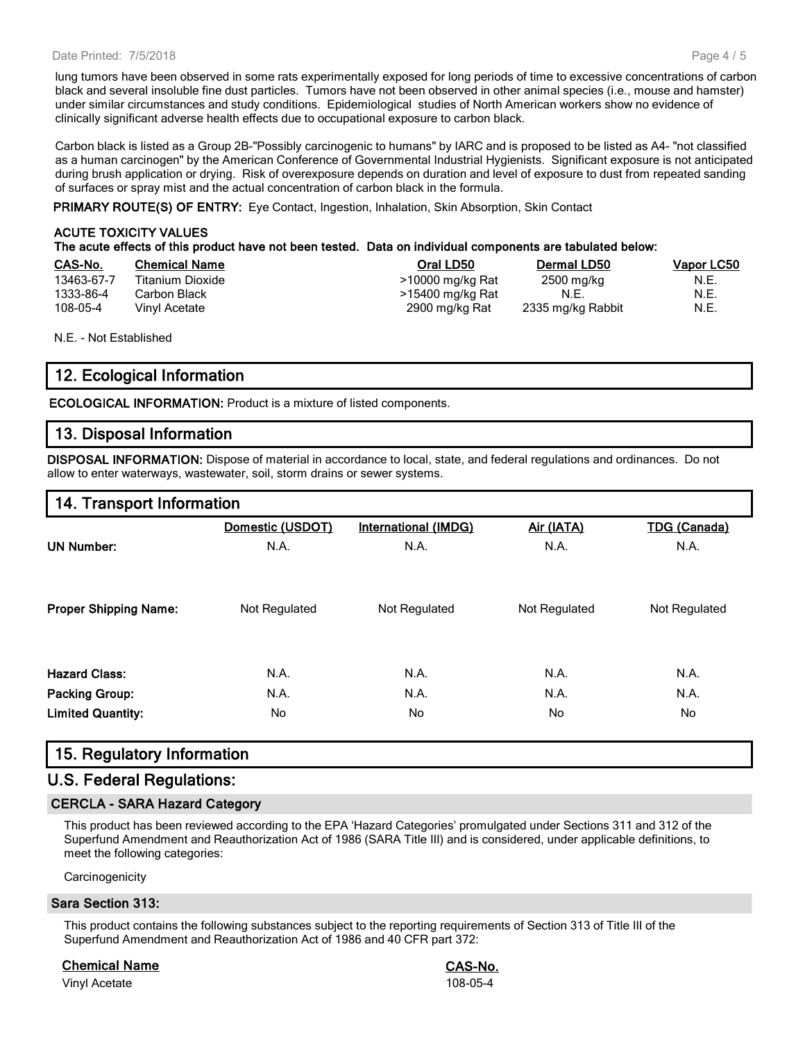lung tumors have been observed in some rats experimentally exposed for long periods of time to excessive concentrations of carbon black and several insoluble fine dust particles. Tumors have not been observed in other animal species (i.e., mouse and hamster) under similar circumstances and study conditions. Epidemiological studies of North American workers show no evidence of clinically significant adverse health effects due to occupational exposure to carbon black.

Carbon black is listed as a Group 2B-"Possibly carcinogenic to humans" by IARC and is proposed to be listed as A4- "not classified as a human carcinogen" by the American Conference of Governmental Industrial Hygienists. Significant exposure is not anticipated during brush application or drying. Risk of overexposure depends on duration and level of exposure to dust from repeated sanding of surfaces or spray mist and the actual concentration of carbon black in the formula.

**PRIMARY ROUTE(S) OF ENTRY:** Eye Contact, Ingestion, Inhalation, Skin Absorption, Skin Contact

**ACUTE TOXICITY VALUES**
**The acute effects of this product have not been tested. Data on individual components are tabulated below:**

| CAS-No. | Chemical Name | Oral LD50 | Dermal LD50 | Vapor LC50 |
|---|---|---|---|---|
| 13463-67-7 | Titanium Dioxide | >10000 mg/kg Rat | 2500 mg/kg | N.E. |
| 1333-86-4 | Carbon Black | >15400 mg/kg Rat | N.E. | N.E. |
| 108-05-4 | Vinyl Acetate | 2900 mg/kg Rat | 2335 mg/kg Rabbit | N.E. |

N.E. - Not Established

## 12. Ecological Information

**ECOLOGICAL INFORMATION:** Product is a mixture of listed components.

## 13. Disposal Information

**DISPOSAL INFORMATION:** Dispose of material in accordance to local, state, and federal regulations and ordinances. Do not allow to enter waterways, wastewater, soil, storm drains or sewer systems.

## 14. Transport Information

| | Domestic (USDOT) | International (IMDG) | Air (IATA) | TDG (Canada) |
|---|---|---|---|---|
| **UN Number:** | N.A. | N.A. | N.A. | N.A. |
| **Proper Shipping Name:** | Not Regulated | Not Regulated | Not Regulated | Not Regulated |
| **Hazard Class:** | N.A. | N.A. | N.A. | N.A. |
| **Packing Group:** | N.A. | N.A. | N.A. | N.A. |
| **Limited Quantity:** | No | No | No | No |

## 15. Regulatory Information

## U.S. Federal Regulations:

### CERCLA - SARA Hazard Category

This product has been reviewed according to the EPA 'Hazard Categories' promulgated under Sections 311 and 312 of the Superfund Amendment and Reauthorization Act of 1986 (SARA Title III) and is considered, under applicable definitions, to meet the following categories:

Carcinogenicity

### Sara Section 313:

This product contains the following substances subject to the reporting requirements of Section 313 of Title III of the Superfund Amendment and Reauthorization Act of 1986 and 40 CFR part 372:

| Chemical Name | CAS-No. |
|---|---|
| Vinyl Acetate | 108-05-4 |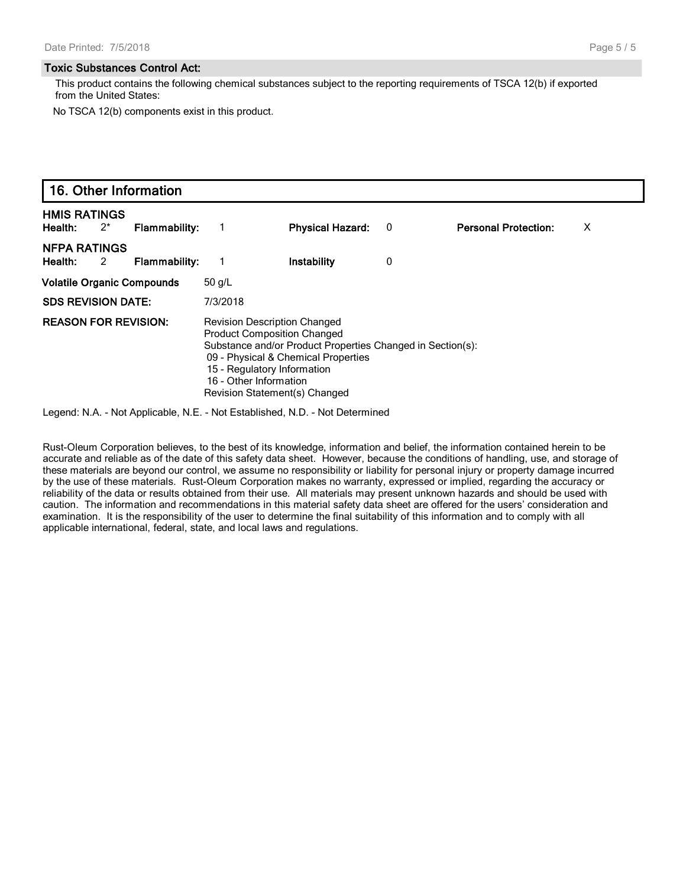### Toxic Substances Control Act:

This product contains the following chemical substances subject to the reporting requirements of TSCA 12(b) if exported from the United States:

No TSCA 12(b) components exist in this product.

## 16. Other Information

**HMIS RATINGS**

| | | | | | | | |
|---|---|---|---|---|---|---|---|
| **Health:** | 2* | **Flammability:** | 1 | **Physical Hazard:** | 0 | **Personal Protection:** | X |

**NFPA RATINGS**

| | | | | | |
|---|---|---|---|---|---|
| **Health:** | 2 | **Flammability:** | 1 | **Instability** | 0 |

**Volatile Organic Compounds** 50 g/L

**SDS REVISION DATE:** 7/3/2018

**REASON FOR REVISION:**

Revision Description Changed
Product Composition Changed
Substance and/or Product Properties Changed in Section(s):
09 - Physical & Chemical Properties
15 - Regulatory Information
16 - Other Information
Revision Statement(s) Changed

Legend: N.A. - Not Applicable, N.E. - Not Established, N.D. - Not Determined

Rust-Oleum Corporation believes, to the best of its knowledge, information and belief, the information contained herein to be accurate and reliable as of the date of this safety data sheet. However, because the conditions of handling, use, and storage of these materials are beyond our control, we assume no responsibility or liability for personal injury or property damage incurred by the use of these materials. Rust-Oleum Corporation makes no warranty, expressed or implied, regarding the accuracy or reliability of the data or results obtained from their use. All materials may present unknown hazards and should be used with caution. The information and recommendations in this material safety data sheet are offered for the users' consideration and examination. It is the responsibility of the user to determine the final suitability of this information and to comply with all applicable international, federal, state, and local laws and regulations.